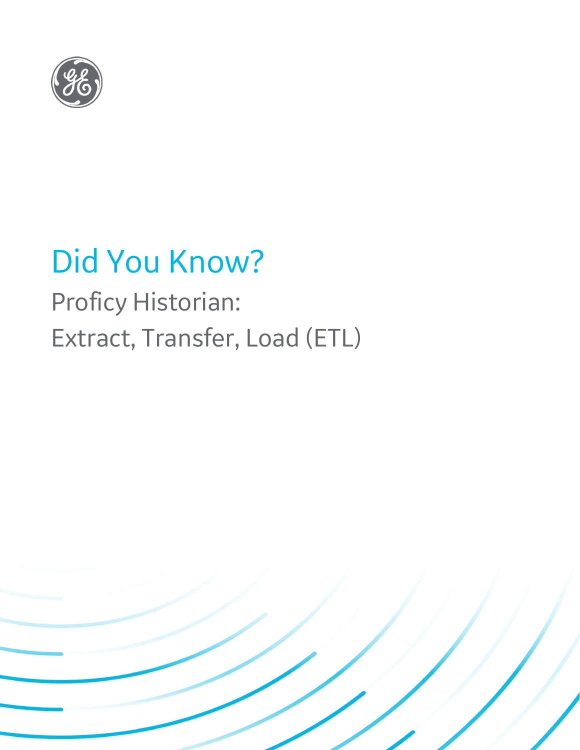# Did You Know?

## Proficy Historian:

## Extract, Transfer, Load (ETL)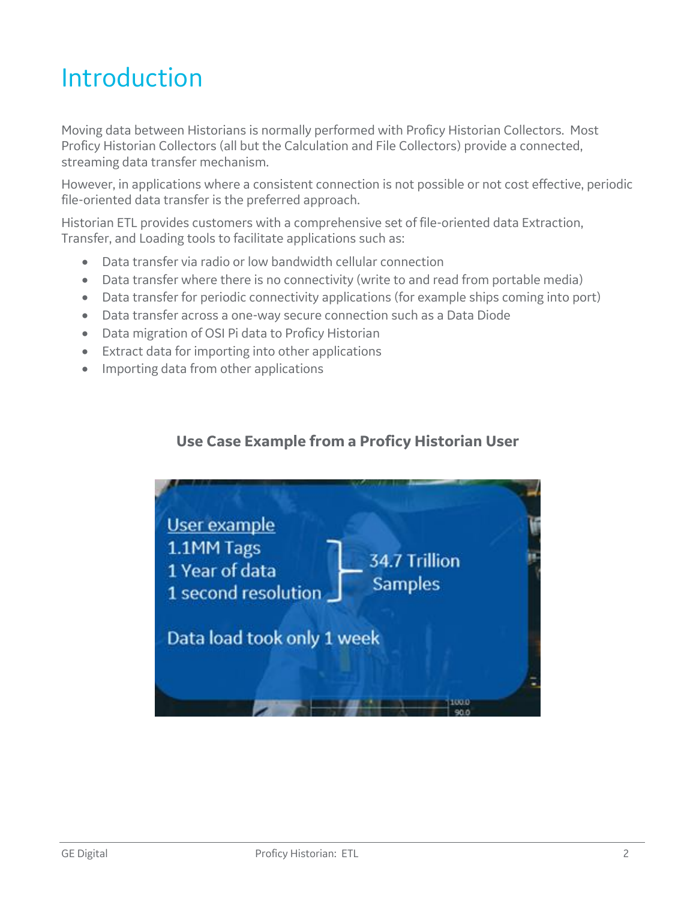# Introduction

Moving data between Historians is normally performed with Proficy Historian Collectors. Most Proficy Historian Collectors (all but the Calculation and File Collectors) provide a connected, streaming data transfer mechanism.

However, in applications where a consistent connection is not possible or not cost effective, periodic file-oriented data transfer is the preferred approach.

Historian ETL provides customers with a comprehensive set of file-oriented data Extraction, Transfer, and Loading tools to facilitate applications such as:

- Data transfer via radio or low bandwidth cellular connection
- Data transfer where there is no connectivity (write to and read from portable media)
- Data transfer for periodic connectivity applications (for example ships coming into port)
- Data transfer across a one-way secure connection such as a Data Diode
- Data migration of OSI Pi data to Proficy Historian
- Extract data for importing into other applications
- Importing data from other applications

**Use Case Example from a Proficy Historian User**

User example
1.1MM Tags
1 Year of data
1 second resolution

34.7 Trillion Samples

Data load took only 1 week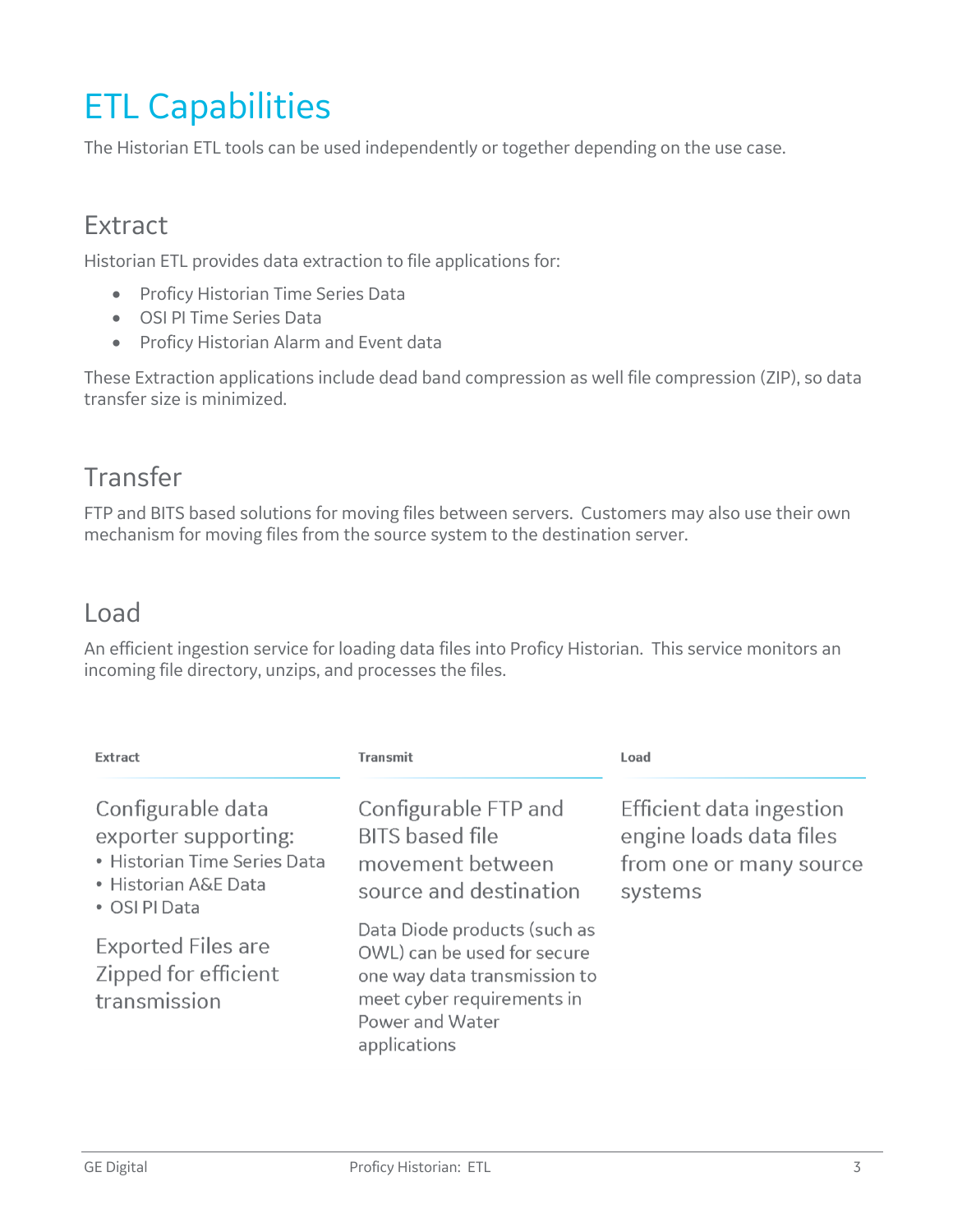# ETL Capabilities

The Historian ETL tools can be used independently or together depending on the use case.

## Extract

Historian ETL provides data extraction to file applications for:

- Proficy Historian Time Series Data
- OSI PI Time Series Data
- Proficy Historian Alarm and Event data

These Extraction applications include dead band compression as well file compression (ZIP), so data transfer size is minimized.

## Transfer

FTP and BITS based solutions for moving files between servers. Customers may also use their own mechanism for moving files from the source system to the destination server.

## Load

An efficient ingestion service for loading data files into Proficy Historian. This service monitors an incoming file directory, unzips, and processes the files.

| Extract | Transmit | Load |
| --- | --- | --- |
| Configurable data exporter supporting:<br>• Historian Time Series Data<br>• Historian A&E Data<br>• OSI PI Data<br><br>Exported Files are Zipped for efficient transmission | Configurable FTP and BITS based file movement between source and destination<br><br>Data Diode products (such as OWL) can be used for secure one way data transmission to meet cyber requirements in Power and Water applications | Efficient data ingestion engine loads data files from one or many source systems |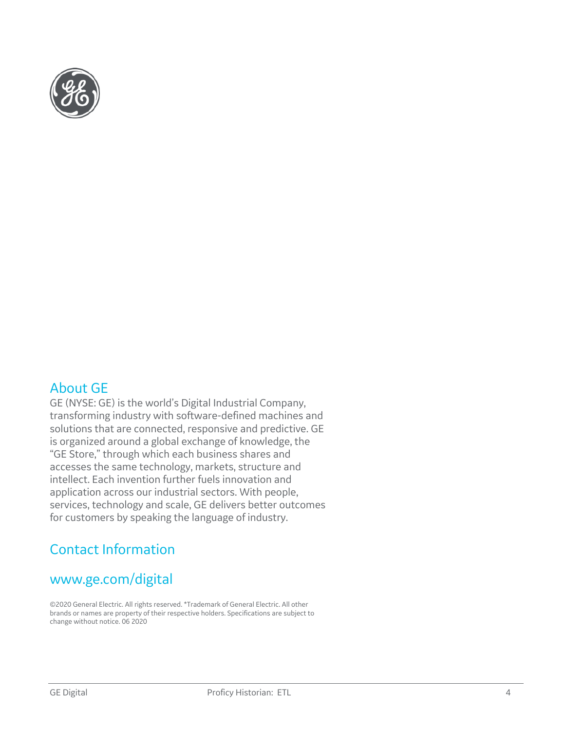## About GE

GE (NYSE: GE) is the world's Digital Industrial Company, transforming industry with software-defined machines and solutions that are connected, responsive and predictive. GE is organized around a global exchange of knowledge, the "GE Store," through which each business shares and accesses the same technology, markets, structure and intellect. Each invention further fuels innovation and application across our industrial sectors. With people, services, technology and scale, GE delivers better outcomes for customers by speaking the language of industry.

## Contact Information

## www.ge.com/digital

©2020 General Electric. All rights reserved. *Trademark of General Electric. All other brands or names are property of their respective holders. Specifications are subject to change without notice. 06 2020